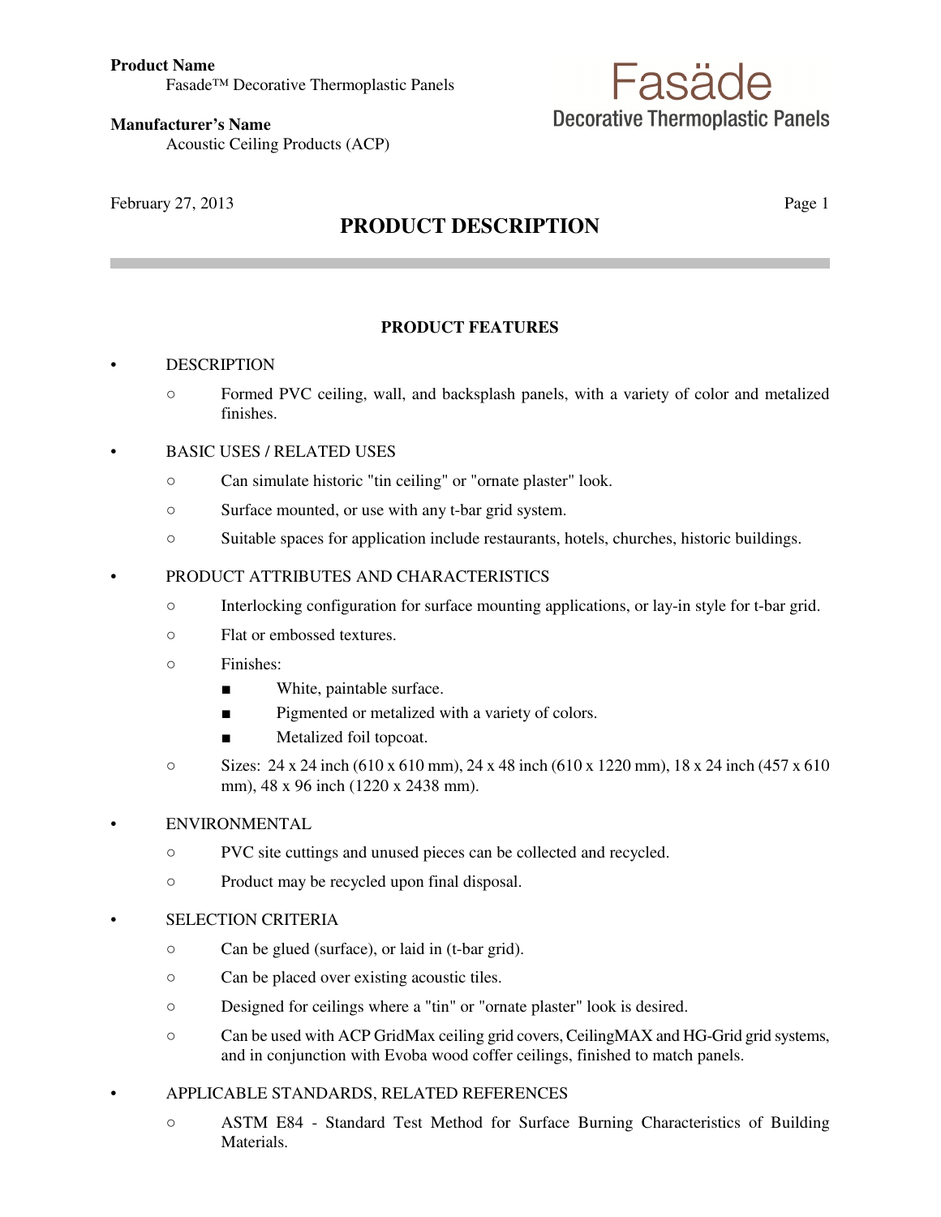**Product Name**
Fasade™ Decorative Thermoplastic Panels

**Manufacturer's Name**
Acoustic Ceiling Products (ACP)

Fasäde
Decorative Thermoplastic Panels

February 27, 2013

# PRODUCT DESCRIPTION

## PRODUCT FEATURES

- DESCRIPTION
  - Formed PVC ceiling, wall, and backsplash panels, with a variety of color and metalized finishes.
- BASIC USES / RELATED USES
  - Can simulate historic "tin ceiling" or "ornate plaster" look.
  - Surface mounted, or use with any t-bar grid system.
  - Suitable spaces for application include restaurants, hotels, churches, historic buildings.
- PRODUCT ATTRIBUTES AND CHARACTERISTICS
  - Interlocking configuration for surface mounting applications, or lay-in style for t-bar grid.
  - Flat or embossed textures.
  - Finishes:
    - White, paintable surface.
    - Pigmented or metalized with a variety of colors.
    - Metalized foil topcoat.
  - Sizes: 24 x 24 inch (610 x 610 mm), 24 x 48 inch (610 x 1220 mm), 18 x 24 inch (457 x 610 mm), 48 x 96 inch (1220 x 2438 mm).
- ENVIRONMENTAL
  - PVC site cuttings and unused pieces can be collected and recycled.
  - Product may be recycled upon final disposal.
- SELECTION CRITERIA
  - Can be glued (surface), or laid in (t-bar grid).
  - Can be placed over existing acoustic tiles.
  - Designed for ceilings where a "tin" or "ornate plaster" look is desired.
  - Can be used with ACP GridMax ceiling grid covers, CeilingMAX and HG-Grid grid systems, and in conjunction with Evoba wood coffer ceilings, finished to match panels.
- APPLICABLE STANDARDS, RELATED REFERENCES
  - ASTM E84 - Standard Test Method for Surface Burning Characteristics of Building Materials.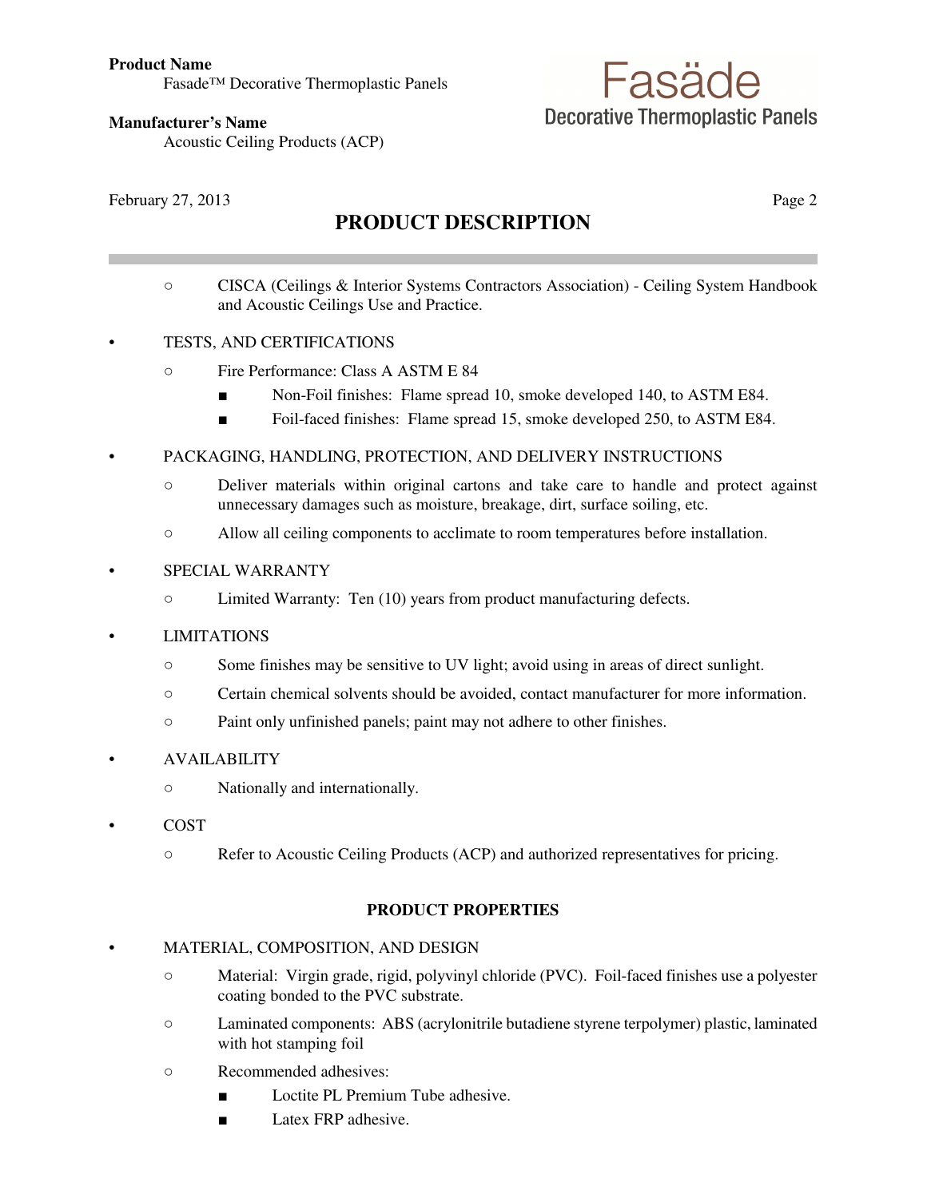## PRODUCT DESCRIPTION

- CISCA (Ceilings & Interior Systems Contractors Association) - Ceiling System Handbook and Acoustic Ceilings Use and Practice.

- TESTS, AND CERTIFICATIONS
  - Fire Performance: Class A ASTM E 84
    - Non-Foil finishes: Flame spread 10, smoke developed 140, to ASTM E84.
    - Foil-faced finishes: Flame spread 15, smoke developed 250, to ASTM E84.

- PACKAGING, HANDLING, PROTECTION, AND DELIVERY INSTRUCTIONS
  - Deliver materials within original cartons and take care to handle and protect against unnecessary damages such as moisture, breakage, dirt, surface soiling, etc.
  - Allow all ceiling components to acclimate to room temperatures before installation.

- SPECIAL WARRANTY
  - Limited Warranty: Ten (10) years from product manufacturing defects.

- LIMITATIONS
  - Some finishes may be sensitive to UV light; avoid using in areas of direct sunlight.
  - Certain chemical solvents should be avoided, contact manufacturer for more information.
  - Paint only unfinished panels; paint may not adhere to other finishes.

- AVAILABILITY
  - Nationally and internationally.

- COST
  - Refer to Acoustic Ceiling Products (ACP) and authorized representatives for pricing.

### PRODUCT PROPERTIES

- MATERIAL, COMPOSITION, AND DESIGN
  - Material: Virgin grade, rigid, polyvinyl chloride (PVC). Foil-faced finishes use a polyester coating bonded to the PVC substrate.
  - Laminated components: ABS (acrylonitrile butadiene styrene terpolymer) plastic, laminated with hot stamping foil
  - Recommended adhesives:
    - Loctite PL Premium Tube adhesive.
    - Latex FRP adhesive.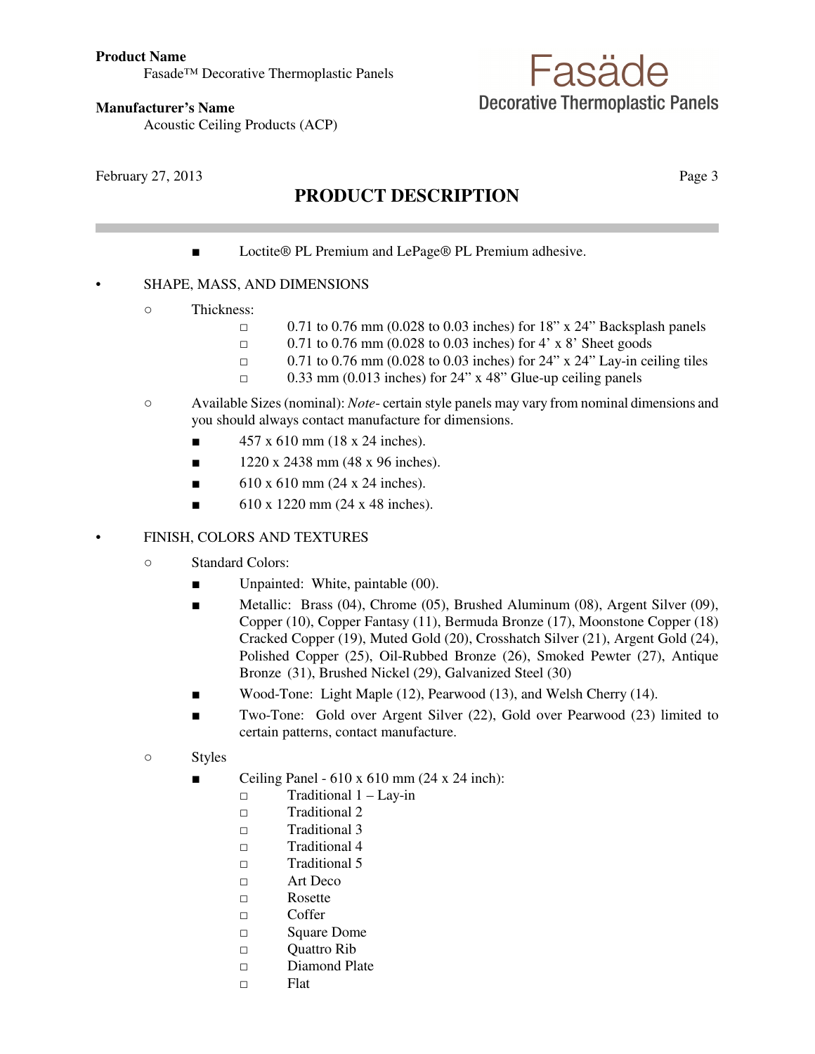## PRODUCT DESCRIPTION

- Loctite® PL Premium and LePage® PL Premium adhesive.

- SHAPE, MASS, AND DIMENSIONS
  - Thickness:
    - 0.71 to 0.76 mm (0.028 to 0.03 inches) for 18" x 24" Backsplash panels
    - 0.71 to 0.76 mm (0.028 to 0.03 inches) for 4' x 8' Sheet goods
    - 0.71 to 0.76 mm (0.028 to 0.03 inches) for 24" x 24" Lay-in ceiling tiles
    - 0.33 mm (0.013 inches) for 24" x 48" Glue-up ceiling panels
  - Available Sizes (nominal): *Note-* certain style panels may vary from nominal dimensions and you should always contact manufacture for dimensions.
    - 457 x 610 mm (18 x 24 inches).
    - 1220 x 2438 mm (48 x 96 inches).
    - 610 x 610 mm (24 x 24 inches).
    - 610 x 1220 mm (24 x 48 inches).

- FINISH, COLORS AND TEXTURES
  - Standard Colors:
    - Unpainted: White, paintable (00).
    - Metallic: Brass (04), Chrome (05), Brushed Aluminum (08), Argent Silver (09), Copper (10), Copper Fantasy (11), Bermuda Bronze (17), Moonstone Copper (18) Cracked Copper (19), Muted Gold (20), Crosshatch Silver (21), Argent Gold (24), Polished Copper (25), Oil-Rubbed Bronze (26), Smoked Pewter (27), Antique Bronze (31), Brushed Nickel (29), Galvanized Steel (30)
    - Wood-Tone: Light Maple (12), Pearwood (13), and Welsh Cherry (14).
    - Two-Tone: Gold over Argent Silver (22), Gold over Pearwood (23) limited to certain patterns, contact manufacture.
  - Styles
    - Ceiling Panel - 610 x 610 mm (24 x 24 inch):
      - Traditional 1 – Lay-in
      - Traditional 2
      - Traditional 3
      - Traditional 4
      - Traditional 5
      - Art Deco
      - Rosette
      - Coffer
      - Square Dome
      - Quattro Rib
      - Diamond Plate
      - Flat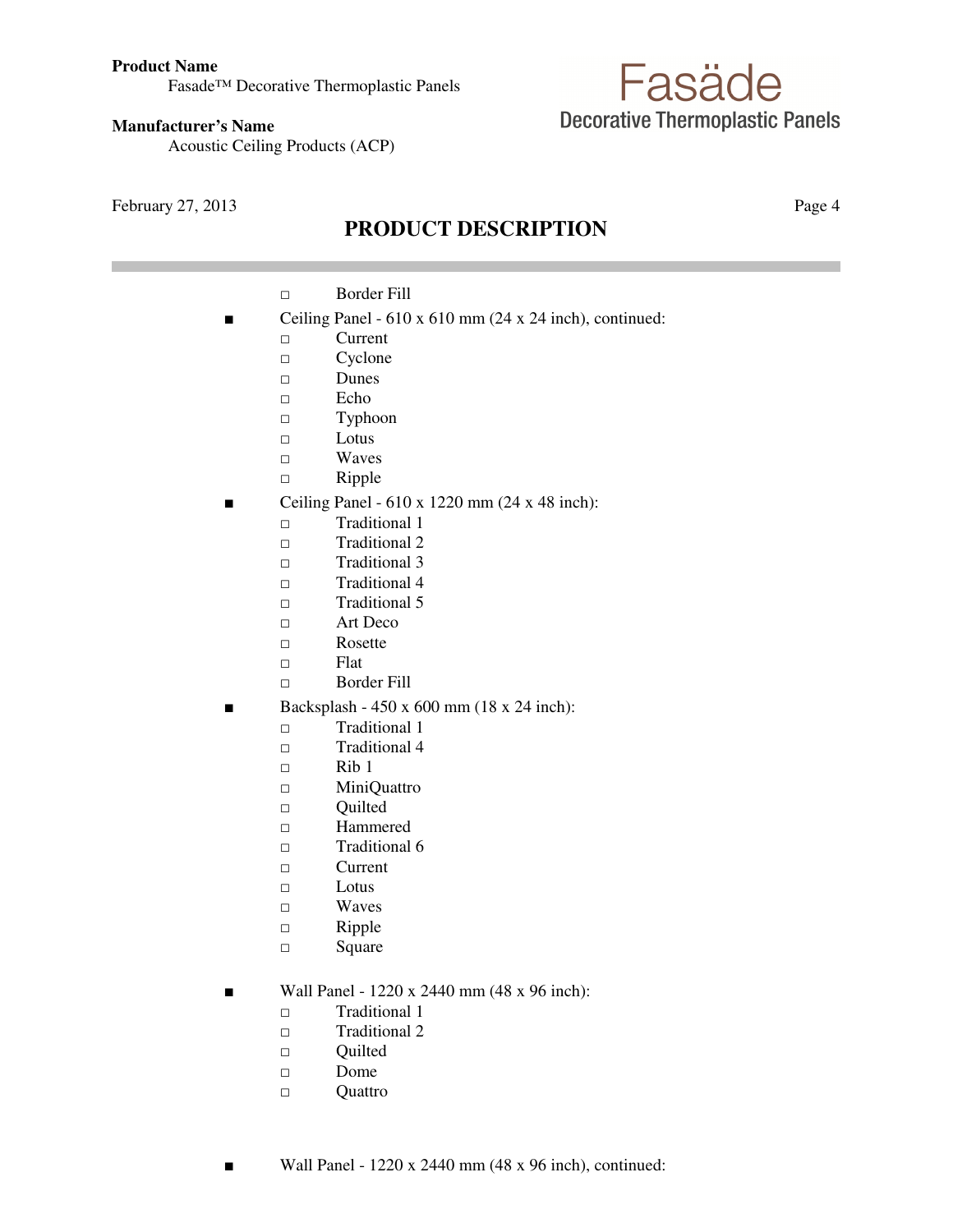## PRODUCT DESCRIPTION

- Border Fill

- Ceiling Panel - 610 x 610 mm (24 x 24 inch), continued:
  - Current
  - Cyclone
  - Dunes
  - Echo
  - Typhoon
  - Lotus
  - Waves
  - Ripple
- Ceiling Panel - 610 x 1220 mm (24 x 48 inch):
  - Traditional 1
  - Traditional 2
  - Traditional 3
  - Traditional 4
  - Traditional 5
  - Art Deco
  - Rosette
  - Flat
  - Border Fill
- Backsplash - 450 x 600 mm (18 x 24 inch):
  - Traditional 1
  - Traditional 4
  - Rib 1
  - MiniQuattro
  - Quilted
  - Hammered
  - Traditional 6
  - Current
  - Lotus
  - Waves
  - Ripple
  - Square
- Wall Panel - 1220 x 2440 mm (48 x 96 inch):
  - Traditional 1
  - Traditional 2
  - Quilted
  - Dome
  - Quattro
- Wall Panel - 1220 x 2440 mm (48 x 96 inch), continued: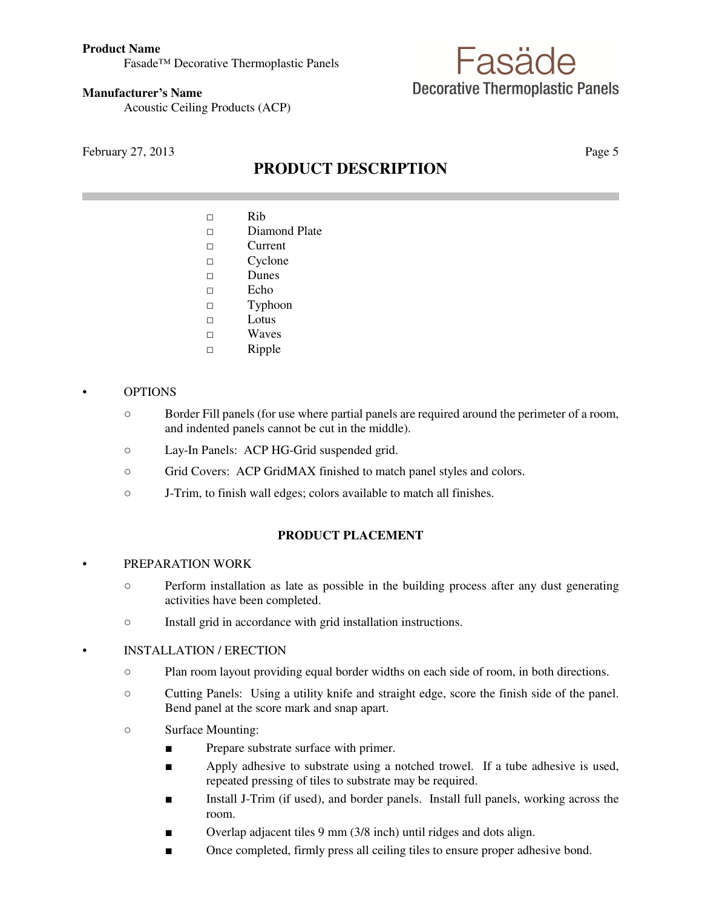## PRODUCT DESCRIPTION

- Rib
- Diamond Plate
- Current
- Cyclone
- Dunes
- Echo
- Typhoon
- Lotus
- Waves
- Ripple

- OPTIONS
  - Border Fill panels (for use where partial panels are required around the perimeter of a room, and indented panels cannot be cut in the middle).
  - Lay-In Panels: ACP HG-Grid suspended grid.
  - Grid Covers: ACP GridMAX finished to match panel styles and colors.
  - J-Trim, to finish wall edges; colors available to match all finishes.

### PRODUCT PLACEMENT

- PREPARATION WORK
  - Perform installation as late as possible in the building process after any dust generating activities have been completed.
  - Install grid in accordance with grid installation instructions.

- INSTALLATION / ERECTION
  - Plan room layout providing equal border widths on each side of room, in both directions.
  - Cutting Panels: Using a utility knife and straight edge, score the finish side of the panel. Bend panel at the score mark and snap apart.
  - Surface Mounting:
    - Prepare substrate surface with primer.
    - Apply adhesive to substrate using a notched trowel. If a tube adhesive is used, repeated pressing of tiles to substrate may be required.
    - Install J-Trim (if used), and border panels. Install full panels, working across the room.
    - Overlap adjacent tiles 9 mm (3/8 inch) until ridges and dots align.
    - Once completed, firmly press all ceiling tiles to ensure proper adhesive bond.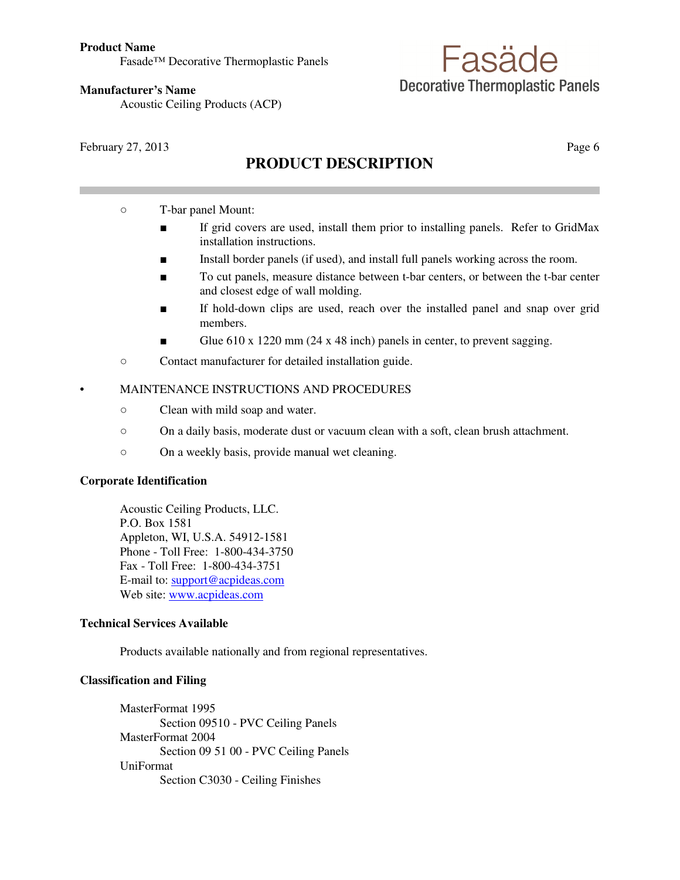## PRODUCT DESCRIPTION

- T-bar panel Mount:
  - If grid covers are used, install them prior to installing panels. Refer to GridMax installation instructions.
  - Install border panels (if used), and install full panels working across the room.
  - To cut panels, measure distance between t-bar centers, or between the t-bar center and closest edge of wall molding.
  - If hold-down clips are used, reach over the installed panel and snap over grid members.
  - Glue 610 x 1220 mm (24 x 48 inch) panels in center, to prevent sagging.
- Contact manufacturer for detailed installation guide.

- MAINTENANCE INSTRUCTIONS AND PROCEDURES
  - Clean with mild soap and water.
  - On a daily basis, moderate dust or vacuum clean with a soft, clean brush attachment.
  - On a weekly basis, provide manual wet cleaning.

**Corporate Identification**

Acoustic Ceiling Products, LLC.
P.O. Box 1581
Appleton, WI, U.S.A. 54912-1581
Phone - Toll Free: 1-800-434-3750
Fax - Toll Free: 1-800-434-3751
E-mail to: support@acpideas.com
Web site: www.acpideas.com

**Technical Services Available**

Products available nationally and from regional representatives.

**Classification and Filing**

MasterFormat 1995
Section 09510 - PVC Ceiling Panels
MasterFormat 2004
Section 09 51 00 - PVC Ceiling Panels
UniFormat
Section C3030 - Ceiling Finishes